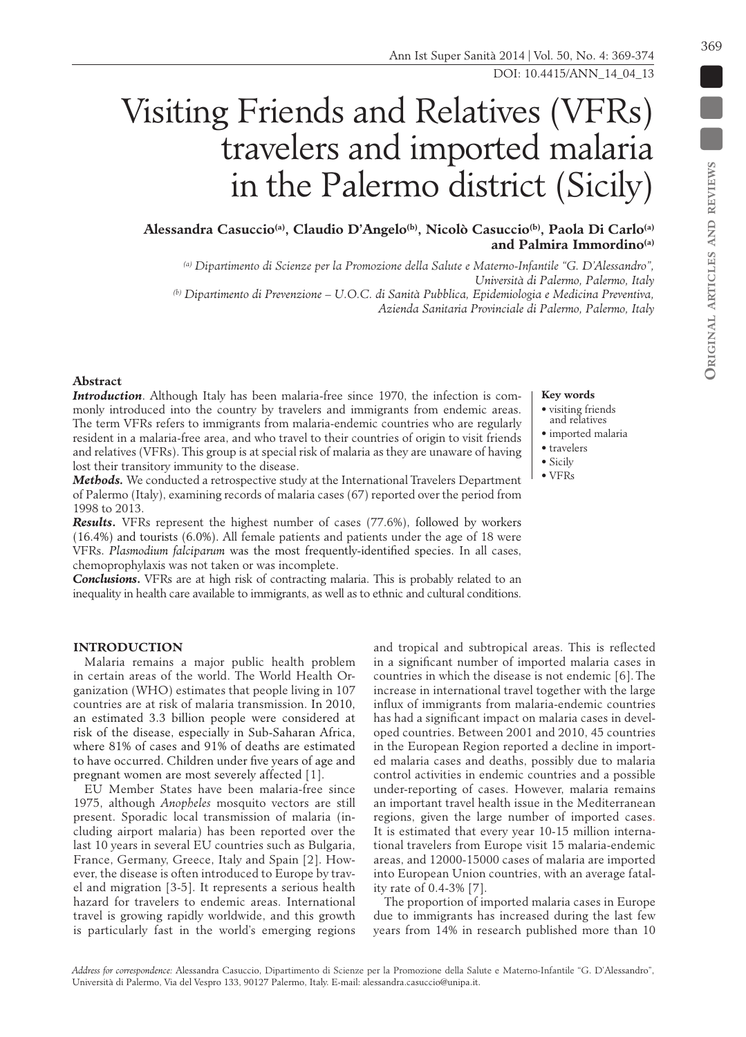# Visiting Friends and Relatives (VFRs) travelers and imported malaria in the Palermo district (Sicily)

**Alessandra Casuccio[a], Claudio D'Angelo[b], Nicolò Casuccio[b], Paola Di Carlo[a] and Palmira Immordino[a]**

*[a] Dipartimento di Scienze per la Promozione della Salute e Materno-Infantile "G. D'Alessandro", Università di Palermo, Palermo, Italy*
*[b] Dipartimento di Prevenzione – U.O.C. di Sanità Pubblica, Epidemiologia e Medicina Preventiva, Azienda Sanitaria Provinciale di Palermo, Palermo, Italy*

### Abstract

***Introduction***. Although Italy has been malaria-free since 1970, the infection is commonly introduced into the country by travelers and immigrants from endemic areas. The term VFRs refers to immigrants from malaria-endemic countries who are regularly resident in a malaria-free area, and who travel to their countries of origin to visit friends and relatives (VFRs). This group is at special risk of malaria as they are unaware of having lost their transitory immunity to the disease.

***Methods.*** We conducted a retrospective study at the International Travelers Department of Palermo (Italy), examining records of malaria cases (67) reported over the period from 1998 to 2013.

***Results.*** VFRs represent the highest number of cases (77.6%), followed by workers (16.4%) and tourists (6.0%). All female patients and patients under the age of 18 were VFRs. *Plasmodium falciparum* was the most frequently-identified species. In all cases, chemoprophylaxis was not taken or was incomplete.

***Conclusions.*** VFRs are at high risk of contracting malaria. This is probably related to an inequality in health care available to immigrants, as well as to ethnic and cultural conditions.

**Key words**

- visiting friends and relatives
- imported malaria
- travelers
- Sicily
- VFRs

## INTRODUCTION

Malaria remains a major public health problem in certain areas of the world. The World Health Organization (WHO) estimates that people living in 107 countries are at risk of malaria transmission. In 2010, an estimated 3.3 billion people were considered at risk of the disease, especially in Sub-Saharan Africa, where 81% of cases and 91% of deaths are estimated to have occurred. Children under five years of age and pregnant women are most severely affected [1].

EU Member States have been malaria-free since 1975, although *Anopheles* mosquito vectors are still present. Sporadic local transmission of malaria (including airport malaria) has been reported over the last 10 years in several EU countries such as Bulgaria, France, Germany, Greece, Italy and Spain [2]. However, the disease is often introduced to Europe by travel and migration [3-5]. It represents a serious health hazard for travelers to endemic areas. International travel is growing rapidly worldwide, and this growth is particularly fast in the world's emerging regions and tropical and subtropical areas. This is reflected in a significant number of imported malaria cases in countries in which the disease is not endemic [6]. The increase in international travel together with the large influx of immigrants from malaria-endemic countries has had a significant impact on malaria cases in developed countries. Between 2001 and 2010, 45 countries in the European Region reported a decline in imported malaria cases and deaths, possibly due to malaria control activities in endemic countries and a possible under-reporting of cases. However, malaria remains an important travel health issue in the Mediterranean regions, given the large number of imported cases. It is estimated that every year 10-15 million international travelers from Europe visit 15 malaria-endemic areas, and 12000-15000 cases of malaria are imported into European Union countries, with an average fatality rate of 0.4-3% [7].

The proportion of imported malaria cases in Europe due to immigrants has increased during the last few years from 14% in research published more than 10

*Address for correspondence:* Alessandra Casuccio, Dipartimento di Scienze per la Promozione della Salute e Materno-Infantile "G. D'Alessandro", Università di Palermo, Via del Vespro 133, 90127 Palermo, Italy. E-mail: alessandra.casuccio@unipa.it.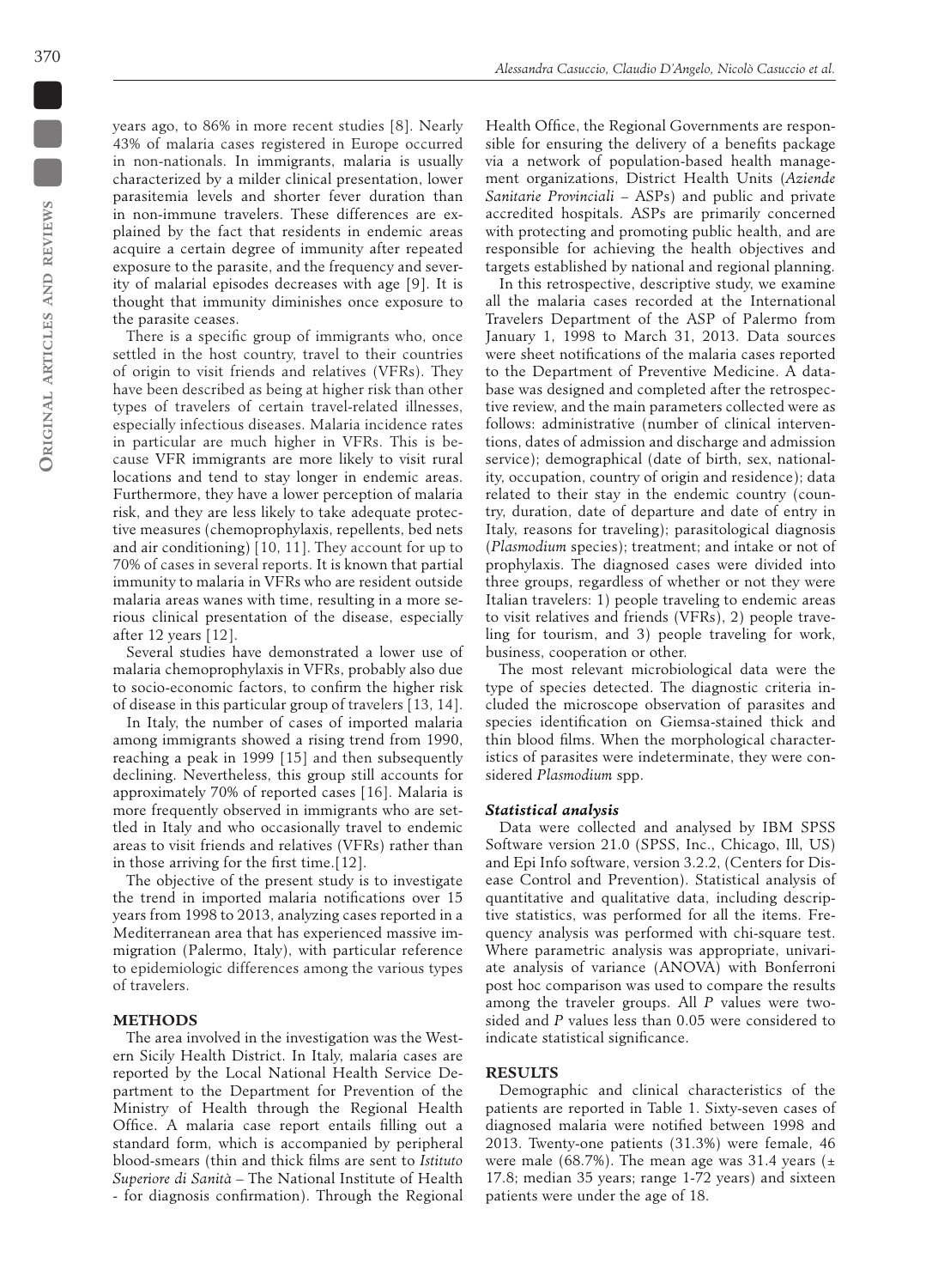years ago, to 86% in more recent studies [8]. Nearly 43% of malaria cases registered in Europe occurred in non-nationals. In immigrants, malaria is usually characterized by a milder clinical presentation, lower parasitemia levels and shorter fever duration than in non-immune travelers. These differences are explained by the fact that residents in endemic areas acquire a certain degree of immunity after repeated exposure to the parasite, and the frequency and severity of malarial episodes decreases with age [9]. It is thought that immunity diminishes once exposure to the parasite ceases.

There is a specific group of immigrants who, once settled in the host country, travel to their countries of origin to visit friends and relatives (VFRs). They have been described as being at higher risk than other types of travelers of certain travel-related illnesses, especially infectious diseases. Malaria incidence rates in particular are much higher in VFRs. This is because VFR immigrants are more likely to visit rural locations and tend to stay longer in endemic areas. Furthermore, they have a lower perception of malaria risk, and they are less likely to take adequate protective measures (chemoprophylaxis, repellents, bed nets and air conditioning) [10, 11]. They account for up to 70% of cases in several reports. It is known that partial immunity to malaria in VFRs who are resident outside malaria areas wanes with time, resulting in a more serious clinical presentation of the disease, especially after 12 years [12].

Several studies have demonstrated a lower use of malaria chemoprophylaxis in VFRs, probably also due to socio-economic factors, to confirm the higher risk of disease in this particular group of travelers [13, 14].

In Italy, the number of cases of imported malaria among immigrants showed a rising trend from 1990, reaching a peak in 1999 [15] and then subsequently declining. Nevertheless, this group still accounts for approximately 70% of reported cases [16]. Malaria is more frequently observed in immigrants who are settled in Italy and who occasionally travel to endemic areas to visit friends and relatives (VFRs) rather than in those arriving for the first time.[12].

The objective of the present study is to investigate the trend in imported malaria notifications over 15 years from 1998 to 2013, analyzing cases reported in a Mediterranean area that has experienced massive immigration (Palermo, Italy), with particular reference to epidemiologic differences among the various types of travelers.

## METHODS

The area involved in the investigation was the Western Sicily Health District. In Italy, malaria cases are reported by the Local National Health Service Department to the Department for Prevention of the Ministry of Health through the Regional Health Office. A malaria case report entails filling out a standard form, which is accompanied by peripheral blood-smears (thin and thick films are sent to *Istituto Superiore di Sanità* – The National Institute of Health - for diagnosis confirmation). Through the Regional Health Office, the Regional Governments are responsible for ensuring the delivery of a benefits package via a network of population-based health management organizations, District Health Units (*Aziende Sanitarie Provinciali* – ASPs) and public and private accredited hospitals. ASPs are primarily concerned with protecting and promoting public health, and are responsible for achieving the health objectives and targets established by national and regional planning.

In this retrospective, descriptive study, we examine all the malaria cases recorded at the International Travelers Department of the ASP of Palermo from January 1, 1998 to March 31, 2013. Data sources were sheet notifications of the malaria cases reported to the Department of Preventive Medicine. A database was designed and completed after the retrospective review, and the main parameters collected were as follows: administrative (number of clinical interventions, dates of admission and discharge and admission service); demographical (date of birth, sex, nationality, occupation, country of origin and residence); data related to their stay in the endemic country (country, duration, date of departure and date of entry in Italy, reasons for traveling); parasitological diagnosis (*Plasmodium* species); treatment; and intake or not of prophylaxis. The diagnosed cases were divided into three groups, regardless of whether or not they were Italian travelers: 1) people traveling to endemic areas to visit relatives and friends (VFRs), 2) people traveling for tourism, and 3) people traveling for work, business, cooperation or other.

The most relevant microbiological data were the type of species detected. The diagnostic criteria included the microscope observation of parasites and species identification on Giemsa-stained thick and thin blood films. When the morphological characteristics of parasites were indeterminate, they were considered *Plasmodium* spp.

### *Statistical analysis*

Data were collected and analysed by IBM SPSS Software version 21.0 (SPSS, Inc., Chicago, Ill, US) and Epi Info software, version 3.2.2, (Centers for Disease Control and Prevention). Statistical analysis of quantitative and qualitative data, including descriptive statistics, was performed for all the items. Frequency analysis was performed with chi-square test. Where parametric analysis was appropriate, univariate analysis of variance (ANOVA) with Bonferroni post hoc comparison was used to compare the results among the traveler groups. All *P* values were two-sided and *P* values less than 0.05 were considered to indicate statistical significance.

## RESULTS

Demographic and clinical characteristics of the patients are reported in Table 1. Sixty-seven cases of diagnosed malaria were notified between 1998 and 2013. Twenty-one patients (31.3%) were female, 46 were male (68.7%). The mean age was 31.4 years (± 17.8; median 35 years; range 1-72 years) and sixteen patients were under the age of 18.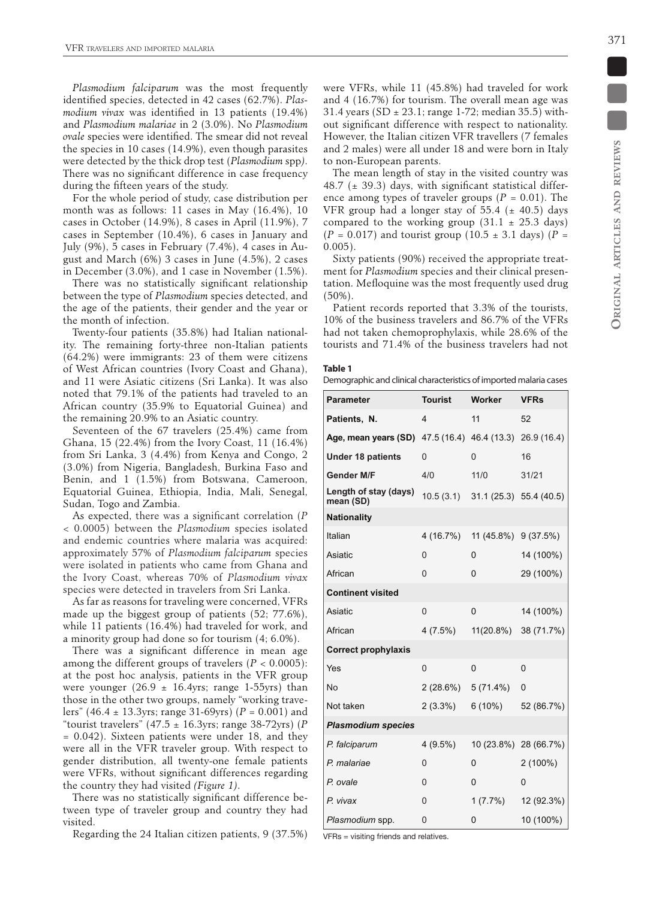*Plasmodium falciparum* was the most frequently identified species, detected in 42 cases (62.7%). *Plasmodium vivax* was identified in 13 patients (19.4%) and *Plasmodium malariae* in 2 (3.0%). No *Plasmodium ovale* species were identified. The smear did not reveal the species in 10 cases (14.9%), even though parasites were detected by the thick drop test (*Plasmodium* spp*)*. There was no significant difference in case frequency during the fifteen years of the study.

For the whole period of study, case distribution per month was as follows: 11 cases in May (16.4%), 10 cases in October (14.9%), 8 cases in April (11.9%), 7 cases in September (10.4%), 6 cases in January and July (9%), 5 cases in February (7.4%), 4 cases in August and March (6%) 3 cases in June (4.5%), 2 cases in December (3.0%), and 1 case in November (1.5%).

There was no statistically significant relationship between the type of *Plasmodium* species detected, and the age of the patients, their gender and the year or the month of infection.

Twenty-four patients (35.8%) had Italian nationality. The remaining forty-three non-Italian patients (64.2%) were immigrants: 23 of them were citizens of West African countries (Ivory Coast and Ghana), and 11 were Asiatic citizens (Sri Lanka). It was also noted that 79.1% of the patients had traveled to an African country (35.9% to Equatorial Guinea) and the remaining 20.9% to an Asiatic country.

Seventeen of the 67 travelers (25.4%) came from Ghana, 15 (22.4%) from the Ivory Coast, 11 (16.4%) from Sri Lanka, 3 (4.4%) from Kenya and Congo, 2 (3.0%) from Nigeria, Bangladesh, Burkina Faso and Benin, and 1 (1.5%) from Botswana, Cameroon, Equatorial Guinea, Ethiopia, India, Mali, Senegal, Sudan, Togo and Zambia.

As expected, there was a significant correlation ($P < 0.0005$) between the *Plasmodium* species isolated and endemic countries where malaria was acquired: approximately 57% of *Plasmodium falciparum* species were isolated in patients who came from Ghana and the Ivory Coast, whereas 70% of *Plasmodium vivax* species were detected in travelers from Sri Lanka.

As far as reasons for traveling were concerned, VFRs made up the biggest group of patients (52; 77.6%), while 11 patients (16.4%) had traveled for work, and a minority group had done so for tourism (4; 6.0%).

There was a significant difference in mean age among the different groups of travelers ($P < 0.0005$): at the post hoc analysis, patients in the VFR group were younger (26.9 ± 16.4yrs; range 1-55yrs) than those in the other two groups, namely "working travelers" (46.4 ± 13.3yrs; range 31-69yrs) ($P = 0.001$) and "tourist travelers" (47.5 ± 16.3yrs; range 38-72yrs) ($P = 0.042$). Sixteen patients were under 18, and they were all in the VFR traveler group. With respect to gender distribution, all twenty-one female patients were VFRs, without significant differences regarding the country they had visited *(Figure 1)*.

There was no statistically significant difference between type of traveler group and country they had visited.

Regarding the 24 Italian citizen patients, 9 (37.5%) were VFRs, while 11 (45.8%) had traveled for work and 4 (16.7%) for tourism. The overall mean age was 31.4 years (SD ± 23.1; range 1-72; median 35.5) without significant difference with respect to nationality. However, the Italian citizen VFR travellers (7 females and 2 males) were all under 18 and were born in Italy to non-European parents.

The mean length of stay in the visited country was 48.7 (± 39.3) days, with significant statistical difference among types of traveler groups ($P = 0.01$). The VFR group had a longer stay of 55.4 (± 40.5) days compared to the working group (31.1 ± 25.3 days) ($P = 0.017$) and tourist group (10.5 ± 3.1 days) ($P = 0.005$).

Sixty patients (90%) received the appropriate treatment for *Plasmodium* species and their clinical presentation. Mefloquine was the most frequently used drug (50%).

Patient records reported that 3.3% of the tourists, 10% of the business travelers and 86.7% of the VFRs had not taken chemoprophylaxis, while 28.6% of the tourists and 71.4% of the business travelers had not

**Table 1**

Demographic and clinical characteristics of imported malaria cases

| Parameter | Tourist | Worker | VFRs |
|---|---|---|---|
| **Patients, N.** | 4 | 11 | 52 |
| **Age, mean years (SD)** | 47.5 (16.4) | 46.4 (13.3) | 26.9 (16.4) |
| **Under 18 patients** | 0 | 0 | 16 |
| **Gender M/F** | 4/0 | 11/0 | 31/21 |
| **Length of stay (days) mean (SD)** | 10.5 (3.1) | 31.1 (25.3) | 55.4 (40.5) |
| **Nationality** | | | |
| Italian | 4 (16.7%) | 11 (45.8%) | 9 (37.5%) |
| Asiatic | 0 | 0 | 14 (100%) |
| African | 0 | 0 | 29 (100%) |
| **Continent visited** | | | |
| Asiatic | 0 | 0 | 14 (100%) |
| African | 4 (7.5%) | 11(20.8%) | 38 (71.7%) |
| **Correct prophylaxis** | | | |
| Yes | 0 | 0 | 0 |
| No | 2 (28.6%) | 5 (71.4%) | 0 |
| Not taken | 2 (3.3%) | 6 (10%) | 52 (86.7%) |
| ***Plasmodium species*** | | | |
| *P. falciparum* | 4 (9.5%) | 10 (23.8%) | 28 (66.7%) |
| *P. malariae* | 0 | 0 | 2 (100%) |
| *P. ovale* | 0 | 0 | 0 |
| *P. vivax* | 0 | 1 (7.7%) | 12 (92.3%) |
| *Plasmodium* spp. | 0 | 0 | 10 (100%) |

VFRs = visiting friends and relatives.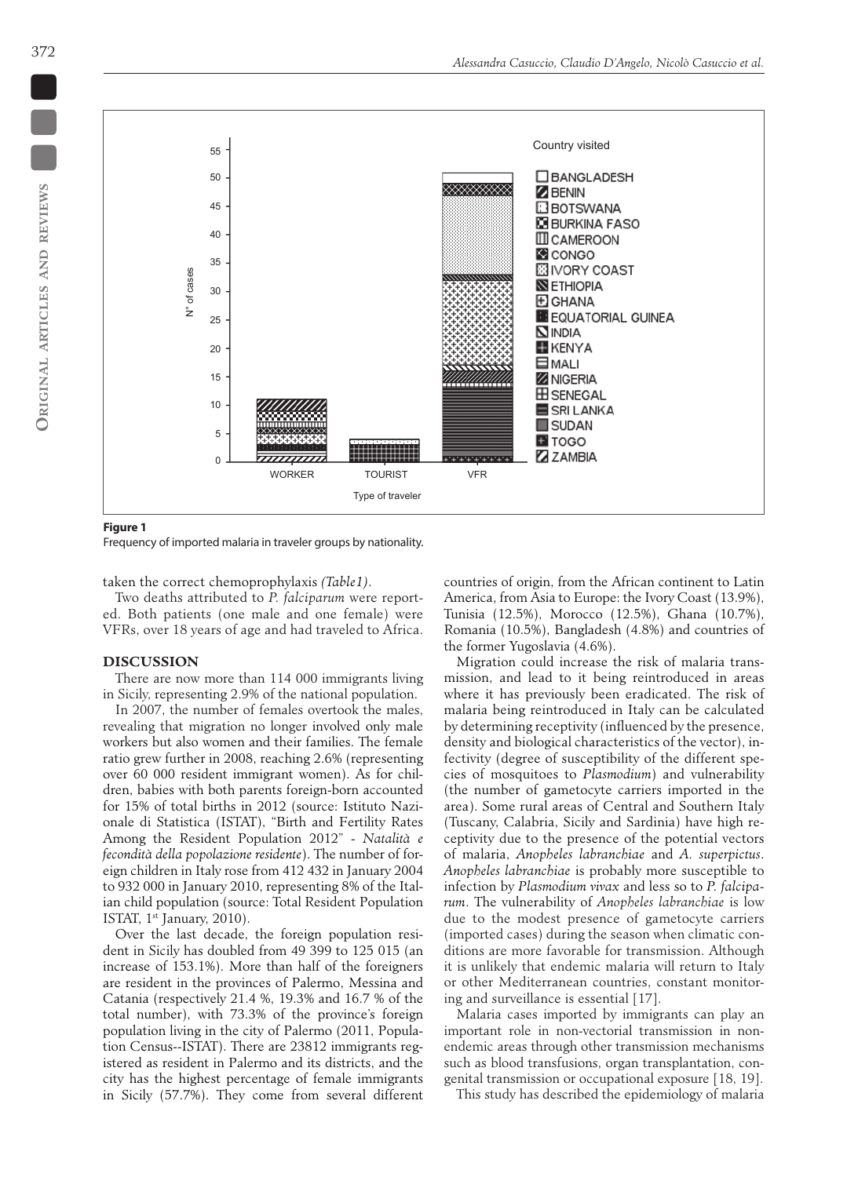**Figure 1**
Frequency of imported malaria in traveler groups by nationality.

taken the correct chemoprophylaxis *(Table1)*.

Two deaths attributed to *P. falciparum* were reported. Both patients (one male and one female) were VFRs, over 18 years of age and had traveled to Africa.

## DISCUSSION

There are now more than 114 000 immigrants living in Sicily, representing 2.9% of the national population.

In 2007, the number of females overtook the males, revealing that migration no longer involved only male workers but also women and their families. The female ratio grew further in 2008, reaching 2.6% (representing over 60 000 resident immigrant women). As for children, babies with both parents foreign-born accounted for 15% of total births in 2012 (source: Istituto Nazionale di Statistica (ISTAT), "Birth and Fertility Rates Among the Resident Population 2012" - *Natalità e fecondità della popolazione residente*). The number of foreign children in Italy rose from 412 432 in January 2004 to 932 000 in January 2010, representing 8% of the Italian child population (source: Total Resident Population ISTAT, 1st January, 2010).

Over the last decade, the foreign population resident in Sicily has doubled from 49 399 to 125 015 (an increase of 153.1%). More than half of the foreigners are resident in the provinces of Palermo, Messina and Catania (respectively 21.4 %, 19.3% and 16.7 % of the total number), with 73.3% of the province's foreign population living in the city of Palermo (2011, Population Census--ISTAT). There are 23812 immigrants registered as resident in Palermo and its districts, and the city has the highest percentage of female immigrants in Sicily (57.7%). They come from several different countries of origin, from the African continent to Latin America, from Asia to Europe: the Ivory Coast (13.9%), Tunisia (12.5%), Morocco (12.5%), Ghana (10.7%), Romania (10.5%), Bangladesh (4.8%) and countries of the former Yugoslavia (4.6%).

Migration could increase the risk of malaria transmission, and lead to it being reintroduced in areas where it has previously been eradicated. The risk of malaria being reintroduced in Italy can be calculated by determining receptivity (influenced by the presence, density and biological characteristics of the vector), infectivity (degree of susceptibility of the different species of mosquitoes to *Plasmodium*) and vulnerability (the number of gametocyte carriers imported in the area). Some rural areas of Central and Southern Italy (Tuscany, Calabria, Sicily and Sardinia) have high receptivity due to the presence of the potential vectors of malaria, *Anopheles labranchiae* and *A. superpictus*. *Anopheles labranchiae* is probably more susceptible to infection by *Plasmodium vivax* and less so to *P. falciparum*. The vulnerability of *Anopheles labranchiae* is low due to the modest presence of gametocyte carriers (imported cases) during the season when climatic conditions are more favorable for transmission. Although it is unlikely that endemic malaria will return to Italy or other Mediterranean countries, constant monitoring and surveillance is essential [17].

Malaria cases imported by immigrants can play an important role in non-vectorial transmission in non-endemic areas through other transmission mechanisms such as blood transfusions, organ transplantation, congenital transmission or occupational exposure [18, 19].

This study has described the epidemiology of malaria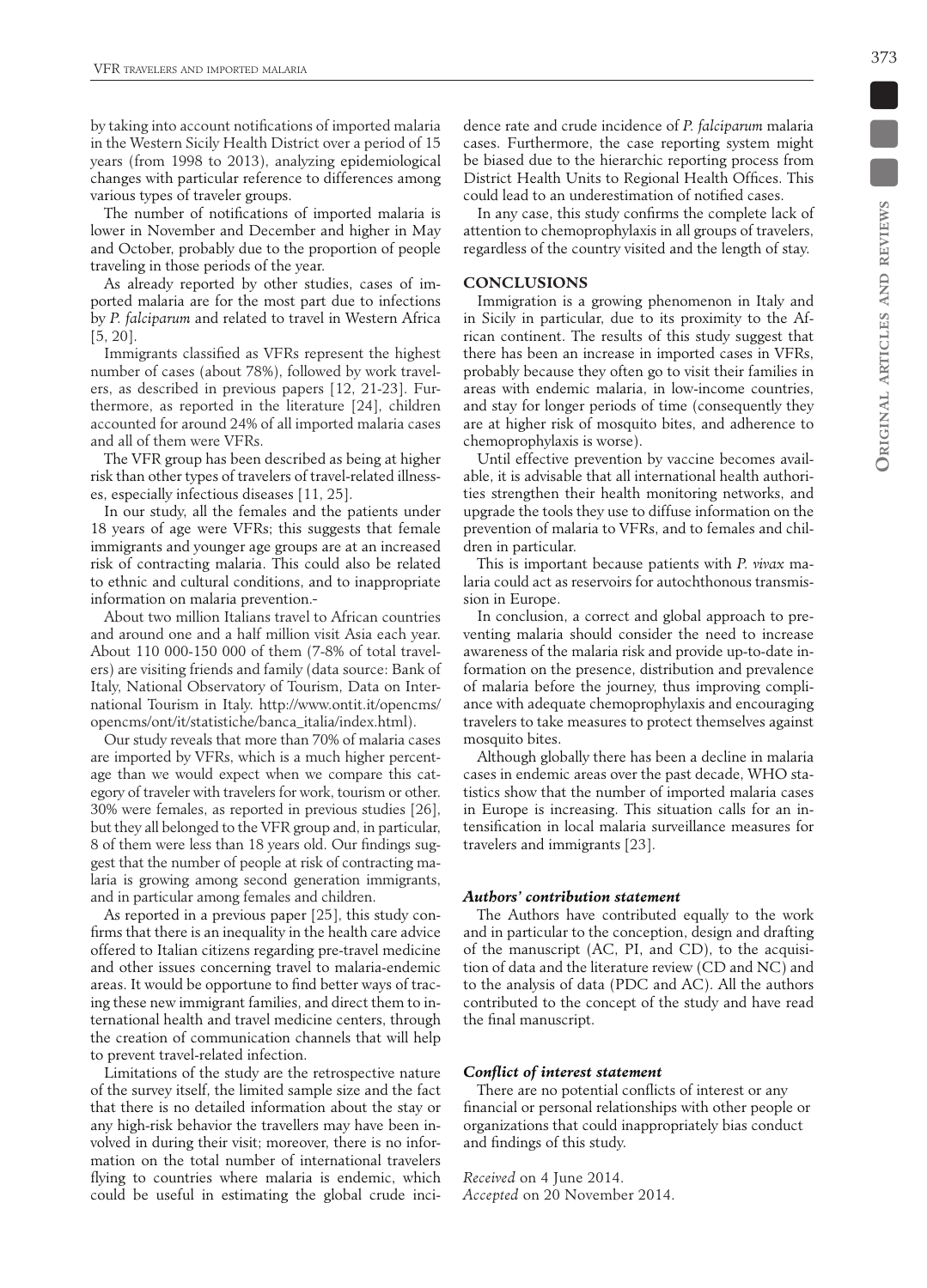by taking into account notifications of imported malaria in the Western Sicily Health District over a period of 15 years (from 1998 to 2013), analyzing epidemiological changes with particular reference to differences among various types of traveler groups.

The number of notifications of imported malaria is lower in November and December and higher in May and October, probably due to the proportion of people traveling in those periods of the year.

As already reported by other studies, cases of imported malaria are for the most part due to infections by *P. falciparum* and related to travel in Western Africa [5, 20].

Immigrants classified as VFRs represent the highest number of cases (about 78%), followed by work travelers, as described in previous papers [12, 21-23]. Furthermore, as reported in the literature [24], children accounted for around 24% of all imported malaria cases and all of them were VFRs.

The VFR group has been described as being at higher risk than other types of travelers of travel-related illnesses, especially infectious diseases [11, 25].

In our study, all the females and the patients under 18 years of age were VFRs; this suggests that female immigrants and younger age groups are at an increased risk of contracting malaria. This could also be related to ethnic and cultural conditions, and to inappropriate information on malaria prevention.-

About two million Italians travel to African countries and around one and a half million visit Asia each year. About 110 000-150 000 of them (7-8% of total travelers) are visiting friends and family (data source: Bank of Italy, National Observatory of Tourism, Data on International Tourism in Italy. http://www.ontit.it/opencms/opencms/ont/it/statistiche/banca_italia/index.html).

Our study reveals that more than 70% of malaria cases are imported by VFRs, which is a much higher percentage than we would expect when we compare this category of traveler with travelers for work, tourism or other. 30% were females, as reported in previous studies [26], but they all belonged to the VFR group and, in particular, 8 of them were less than 18 years old. Our findings suggest that the number of people at risk of contracting malaria is growing among second generation immigrants, and in particular among females and children.

As reported in a previous paper [25], this study confirms that there is an inequality in the health care advice offered to Italian citizens regarding pre-travel medicine and other issues concerning travel to malaria-endemic areas. It would be opportune to find better ways of tracing these new immigrant families, and direct them to international health and travel medicine centers, through the creation of communication channels that will help to prevent travel-related infection.

Limitations of the study are the retrospective nature of the survey itself, the limited sample size and the fact that there is no detailed information about the stay or any high-risk behavior the travellers may have been involved in during their visit; moreover, there is no information on the total number of international travelers flying to countries where malaria is endemic, which could be useful in estimating the global crude incidence rate and crude incidence of *P. falciparum* malaria cases. Furthermore, the case reporting system might be biased due to the hierarchic reporting process from District Health Units to Regional Health Offices. This could lead to an underestimation of notified cases.

In any case, this study confirms the complete lack of attention to chemoprophylaxis in all groups of travelers, regardless of the country visited and the length of stay.

## CONCLUSIONS

Immigration is a growing phenomenon in Italy and in Sicily in particular, due to its proximity to the African continent. The results of this study suggest that there has been an increase in imported cases in VFRs, probably because they often go to visit their families in areas with endemic malaria, in low-income countries, and stay for longer periods of time (consequently they are at higher risk of mosquito bites, and adherence to chemoprophylaxis is worse).

Until effective prevention by vaccine becomes available, it is advisable that all international health authorities strengthen their health monitoring networks, and upgrade the tools they use to diffuse information on the prevention of malaria to VFRs, and to females and children in particular.

This is important because patients with *P. vivax* malaria could act as reservoirs for autochthonous transmission in Europe.

In conclusion, a correct and global approach to preventing malaria should consider the need to increase awareness of the malaria risk and provide up-to-date information on the presence, distribution and prevalence of malaria before the journey, thus improving compliance with adequate chemoprophylaxis and encouraging travelers to take measures to protect themselves against mosquito bites.

Although globally there has been a decline in malaria cases in endemic areas over the past decade, WHO statistics show that the number of imported malaria cases in Europe is increasing. This situation calls for an intensification in local malaria surveillance measures for travelers and immigrants [23].

### *Authors' contribution statement*

The Authors have contributed equally to the work and in particular to the conception, design and drafting of the manuscript (AC, PI, and CD), to the acquisition of data and the literature review (CD and NC) and to the analysis of data (PDC and AC). All the authors contributed to the concept of the study and have read the final manuscript.

### *Conflict of interest statement*

There are no potential conflicts of interest or any financial or personal relationships with other people or organizations that could inappropriately bias conduct and findings of this study.

*Received* on 4 June 2014.
*Accepted* on 20 November 2014.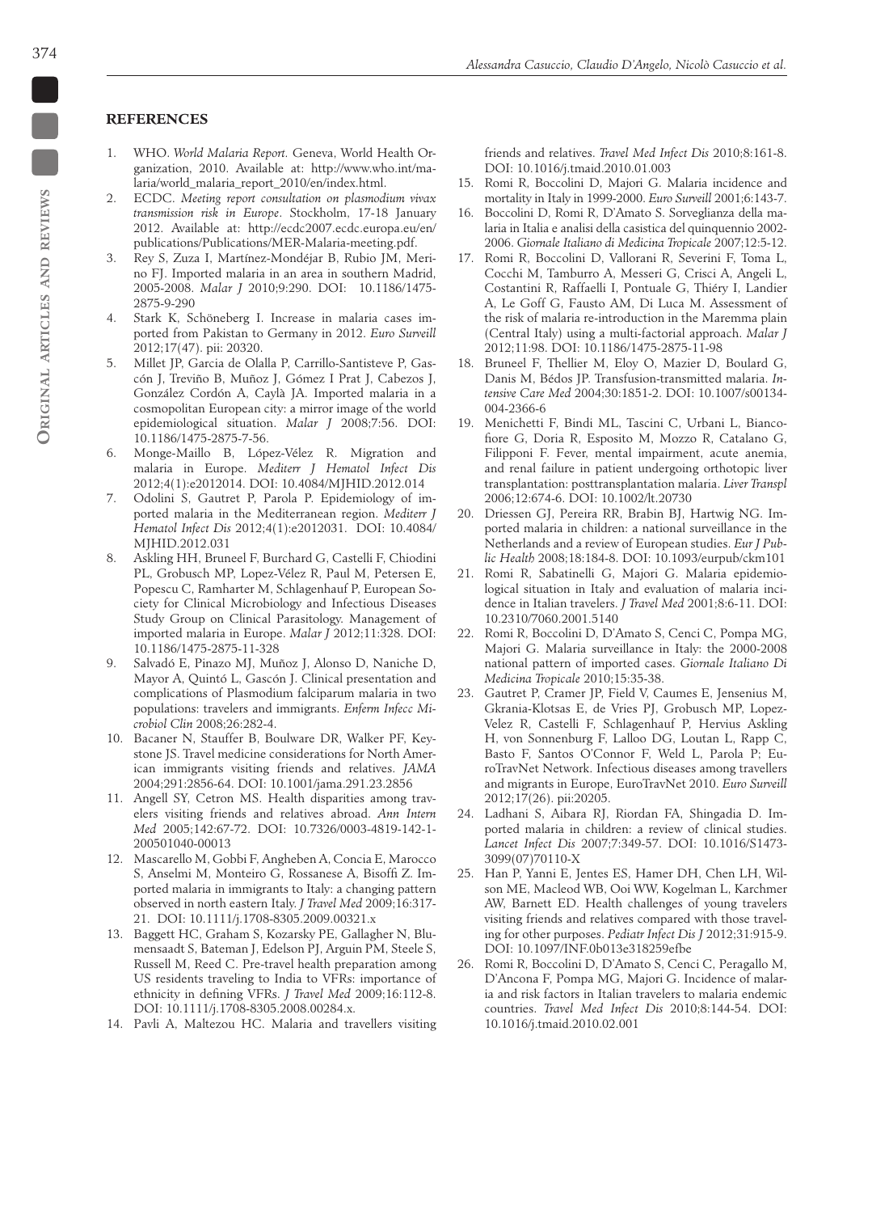## REFERENCES

1. WHO. *World Malaria Report.* Geneva, World Health Organization, 2010. Available at: http://www.who.int/malaria/world_malaria_report_2010/en/index.html.
2. ECDC. *Meeting report consultation on plasmodium vivax transmission risk in Europe*. Stockholm, 17-18 January 2012. Available at: http://ecdc2007.ecdc.europa.eu/en/publications/Publications/MER-Malaria-meeting.pdf.
3. Rey S, Zuza I, Martínez-Mondéjar B, Rubio JM, Merino FJ. Imported malaria in an area in southern Madrid, 2005-2008. *Malar J* 2010;9:290. DOI: 10.1186/1475-2875-9-290
4. Stark K, Schöneberg I. Increase in malaria cases imported from Pakistan to Germany in 2012. *Euro Surveill* 2012;17(47). pii: 20320.
5. Millet JP, Garcia de Olalla P, Carrillo-Santisteve P, Gascón J, Treviño B, Muñoz J, Gómez I Prat J, Cabezos J, González Cordón A, Caylà JA. Imported malaria in a cosmopolitan European city: a mirror image of the world epidemiological situation. *Malar J* 2008;7:56. DOI: 10.1186/1475-2875-7-56.
6. Monge-Maillo B, López-Vélez R. Migration and malaria in Europe. *Mediterr J Hematol Infect Dis* 2012;4(1):e2012014. DOI: 10.4084/MJHID.2012.014
7. Odolini S, Gautret P, Parola P. Epidemiology of imported malaria in the Mediterranean region. *Mediterr J Hematol Infect Dis* 2012;4(1):e2012031. DOI: 10.4084/MJHID.2012.031
8. Askling HH, Bruneel F, Burchard G, Castelli F, Chiodini PL, Grobusch MP, Lopez-Vélez R, Paul M, Petersen E, Popescu C, Ramharter M, Schlagenhauf P, European Society for Clinical Microbiology and Infectious Diseases Study Group on Clinical Parasitology. Management of imported malaria in Europe. *Malar J* 2012;11:328. DOI: 10.1186/1475-2875-11-328
9. Salvadó E, Pinazo MJ, Muñoz J, Alonso D, Naniche D, Mayor A, Quintó L, Gascón J. Clinical presentation and complications of Plasmodium falciparum malaria in two populations: travelers and immigrants. *Enferm Infecc Microbiol Clin* 2008;26:282-4.
10. Bacaner N, Stauffer B, Boulware DR, Walker PF, Keystone JS. Travel medicine considerations for North American immigrants visiting friends and relatives. *JAMA* 2004;291:2856-64. DOI: 10.1001/jama.291.23.2856
11. Angell SY, Cetron MS. Health disparities among travelers visiting friends and relatives abroad. *Ann Intern Med* 2005;142:67-72. DOI: 10.7326/0003-4819-142-1-200501040-00013
12. Mascarello M, Gobbi F, Angheben A, Concia E, Marocco S, Anselmi M, Monteiro G, Rossanese A, Bisoffi Z. Imported malaria in immigrants to Italy: a changing pattern observed in north eastern Italy. *J Travel Med* 2009;16:317-21. DOI: 10.1111/j.1708-8305.2009.00321.x
13. Baggett HC, Graham S, Kozarsky PE, Gallagher N, Blumensaadt S, Bateman J, Edelson PJ, Arguin PM, Steele S, Russell M, Reed C. Pre-travel health preparation among US residents traveling to India to VFRs: importance of ethnicity in defining VFRs. *J Travel Med* 2009;16:112-8. DOI: 10.1111/j.1708-8305.2008.00284.x.
14. Pavli A, Maltezou HC. Malaria and travellers visiting friends and relatives. *Travel Med Infect Dis* 2010;8:161-8. DOI: 10.1016/j.tmaid.2010.01.003
15. Romi R, Boccolini D, Majori G. Malaria incidence and mortality in Italy in 1999-2000. *Euro Surveill* 2001;6:143-7.
16. Boccolini D, Romi R, D'Amato S. Sorveglianza della malaria in Italia e analisi della casistica del quinquennio 2002-2006. *Giornale Italiano di Medicina Tropicale* 2007;12:5-12.
17. Romi R, Boccolini D, Vallorani R, Severini F, Toma L, Cocchi M, Tamburro A, Messeri G, Crisci A, Angeli L, Costantini R, Raffaelli I, Pontuale G, Thiéry I, Landier A, Le Goff G, Fausto AM, Di Luca M. Assessment of the risk of malaria re-introduction in the Maremma plain (Central Italy) using a multi-factorial approach. *Malar J* 2012;11:98. DOI: 10.1186/1475-2875-11-98
18. Bruneel F, Thellier M, Eloy O, Mazier D, Boulard G, Danis M, Bédos JP. Transfusion-transmitted malaria. *Intensive Care Med* 2004;30:1851-2. DOI: 10.1007/s00134-004-2366-6
19. Menichetti F, Bindi ML, Tascini C, Urbani L, Biancofiore G, Doria R, Esposito M, Mozzo R, Catalano G, Filipponi F. Fever, mental impairment, acute anemia, and renal failure in patient undergoing orthotopic liver transplantation: posttransplantation malaria. *Liver Transpl* 2006;12:674-6. DOI: 10.1002/lt.20730
20. Driessen GJ, Pereira RR, Brabin BJ, Hartwig NG. Imported malaria in children: a national surveillance in the Netherlands and a review of European studies. *Eur J Public Health* 2008;18:184-8. DOI: 10.1093/eurpub/ckm101
21. Romi R, Sabatinelli G, Majori G. Malaria epidemiological situation in Italy and evaluation of malaria incidence in Italian travelers. *J Travel Med* 2001;8:6-11. DOI: 10.2310/7060.2001.5140
22. Romi R, Boccolini D, D'Amato S, Cenci C, Pompa MG, Majori G. Malaria surveillance in Italy: the 2000-2008 national pattern of imported cases. *Giornale Italiano Di Medicina Tropicale* 2010;15:35-38.
23. Gautret P, Cramer JP, Field V, Caumes E, Jensenius M, Gkrania-Klotsas E, de Vries PJ, Grobusch MP, Lopez-Velez R, Castelli F, Schlagenhauf P, Hervius Askling H, von Sonnenburg F, Lalloo DG, Loutan L, Rapp C, Basto F, Santos O'Connor F, Weld L, Parola P; EuroTravNet Network. Infectious diseases among travellers and migrants in Europe, EuroTravNet 2010. *Euro Surveill* 2012;17(26). pii:20205.
24. Ladhani S, Aibara RJ, Riordan FA, Shingadia D. Imported malaria in children: a review of clinical studies. *Lancet Infect Dis* 2007;7:349-57. DOI: 10.1016/S1473-3099(07)70110-X
25. Han P, Yanni E, Jentes ES, Hamer DH, Chen LH, Wilson ME, Macleod WB, Ooi WW, Kogelman L, Karchmer AW, Barnett ED. Health challenges of young travelers visiting friends and relatives compared with those traveling for other purposes. *Pediatr Infect Dis J* 2012;31:915-9. DOI: 10.1097/INF.0b013e318259efbe
26. Romi R, Boccolini D, D'Amato S, Cenci C, Peragallo M, D'Ancona F, Pompa MG, Majori G. Incidence of malaria and risk factors in Italian travelers to malaria endemic countries. *Travel Med Infect Dis* 2010;8:144-54. DOI: 10.1016/j.tmaid.2010.02.001